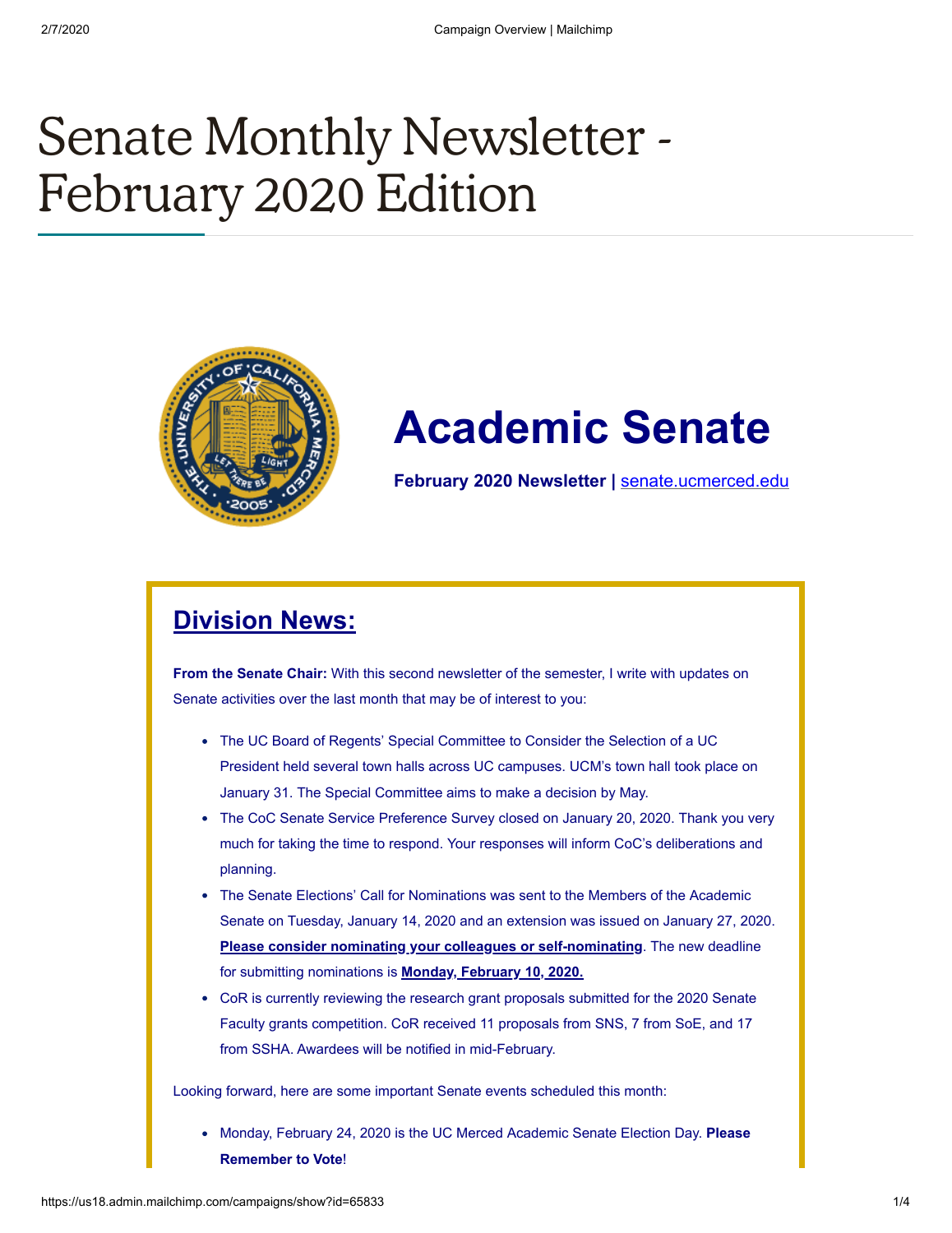# Senate Monthly Newsletter - February 2020 Edition

## Academic Senate

**February 2020 Newsletter |** senate.ucmerced.edu

## Division News:

**From the Senate Chair:** With this second newsletter of the semester, I write with updates on Senate activities over the last month that may be of interest to you:

- The UC Board of Regents' Special Committee to Consider the Selection of a UC President held several town halls across UC campuses. UCM's town hall took place on January 31. The Special Committee aims to make a decision by May.
- The CoC Senate Service Preference Survey closed on January 20, 2020. Thank you very much for taking the time to respond. Your responses will inform CoC's deliberations and planning.
- The Senate Elections' Call for Nominations was sent to the Members of the Academic Senate on Tuesday, January 14, 2020 and an extension was issued on January 27, 2020. **Please consider nominating your colleagues or self-nominating**. The new deadline for submitting nominations is **Monday, February 10, 2020.**
- CoR is currently reviewing the research grant proposals submitted for the 2020 Senate Faculty grants competition. CoR received 11 proposals from SNS, 7 from SoE, and 17 from SSHA. Awardees will be notified in mid-February.

Looking forward, here are some important Senate events scheduled this month:

- Monday, February 24, 2020 is the UC Merced Academic Senate Election Day. **Please Remember to Vote**!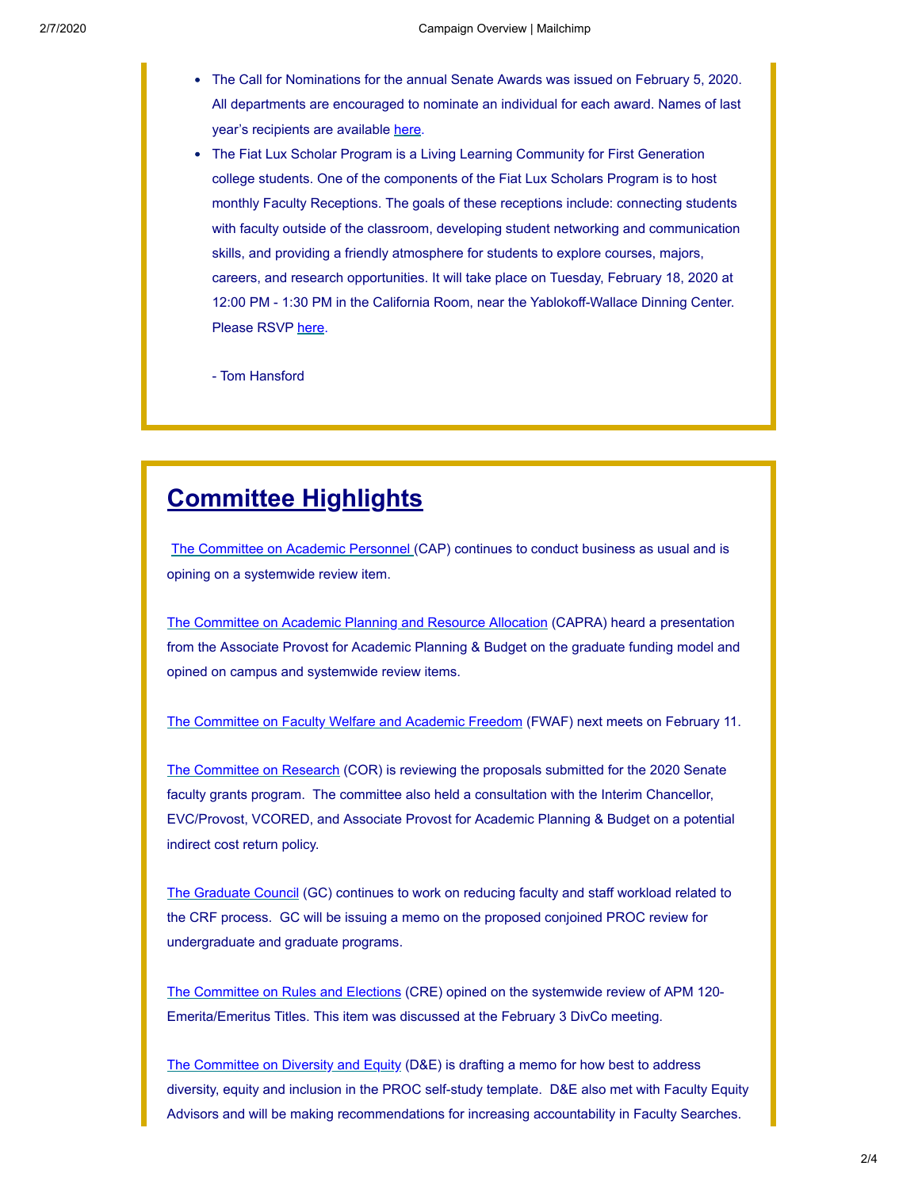- The Call for Nominations for the annual Senate Awards was issued on February 5, 2020. All departments are encouraged to nominate an individual for each award. Names of last year's recipients are available here.
- The Fiat Lux Scholar Program is a Living Learning Community for First Generation college students. One of the components of the Fiat Lux Scholars Program is to host monthly Faculty Receptions. The goals of these receptions include: connecting students with faculty outside of the classroom, developing student networking and communication skills, and providing a friendly atmosphere for students to explore courses, majors, careers, and research opportunities. It will take place on Tuesday, February 18, 2020 at 12:00 PM - 1:30 PM in the California Room, near the Yablokoff-Wallace Dinning Center. Please RSVP here.

  - Tom Hansford

## Committee Highlights

The Committee on Academic Personnel (CAP) continues to conduct business as usual and is opining on a systemwide review item.

The Committee on Academic Planning and Resource Allocation (CAPRA) heard a presentation from the Associate Provost for Academic Planning & Budget on the graduate funding model and opined on campus and systemwide review items.

The Committee on Faculty Welfare and Academic Freedom (FWAF) next meets on February 11.

The Committee on Research (COR) is reviewing the proposals submitted for the 2020 Senate faculty grants program. The committee also held a consultation with the Interim Chancellor, EVC/Provost, VCORED, and Associate Provost for Academic Planning & Budget on a potential indirect cost return policy.

The Graduate Council (GC) continues to work on reducing faculty and staff workload related to the CRF process. GC will be issuing a memo on the proposed conjoined PROC review for undergraduate and graduate programs.

The Committee on Rules and Elections (CRE) opined on the systemwide review of APM 120-Emerita/Emeritus Titles. This item was discussed at the February 3 DivCo meeting.

The Committee on Diversity and Equity (D&E) is drafting a memo for how best to address diversity, equity and inclusion in the PROC self-study template. D&E also met with Faculty Equity Advisors and will be making recommendations for increasing accountability in Faculty Searches.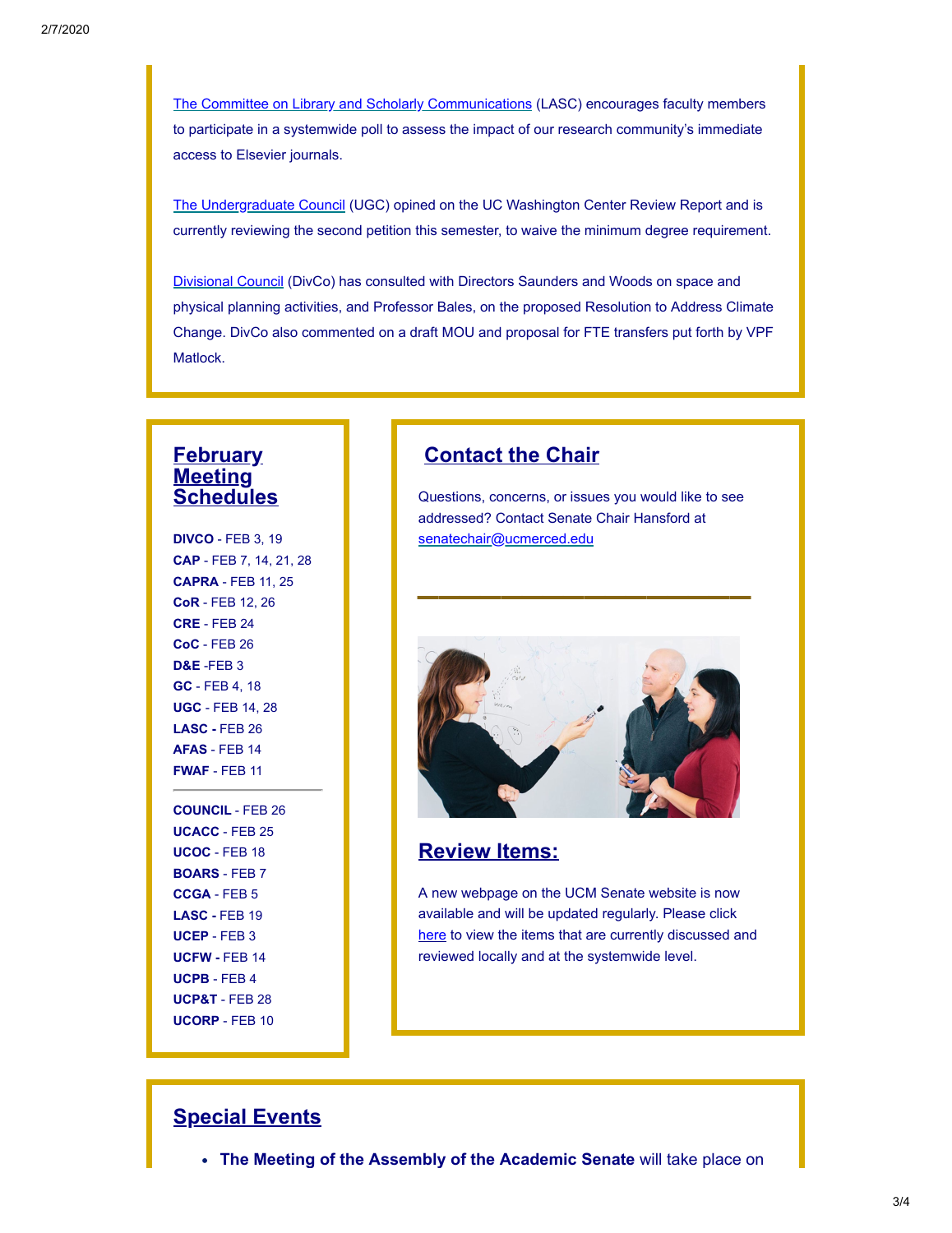The Committee on Library and Scholarly Communications (LASC) encourages faculty members to participate in a systemwide poll to assess the impact of our research community's immediate access to Elsevier journals.

The Undergraduate Council (UGC) opined on the UC Washington Center Review Report and is currently reviewing the second petition this semester, to waive the minimum degree requirement.

Divisional Council (DivCo) has consulted with Directors Saunders and Woods on space and physical planning activities, and Professor Bales, on the proposed Resolution to Address Climate Change. DivCo also commented on a draft MOU and proposal for FTE transfers put forth by VPF Matlock.

## February Meeting Schedules

**DIVCO** - FEB 3, 19
**CAP** - FEB 7, 14, 21, 28
**CAPRA** - FEB 11, 25
**CoR** - FEB 12, 26
**CRE** - FEB 24
**CoC** - FEB 26
**D&E** -FEB 3
**GC** - FEB 4, 18
**UGC** - FEB 14, 28
**LASC** - FEB 26
**AFAS** - FEB 14
**FWAF** - FEB 11

---

**COUNCIL** - FEB 26
**UCACC** - FEB 25
**UCOC** - FEB 18
**BOARS** - FEB 7
**CCGA** - FEB 5
**LASC** - FEB 19
**UCEP** - FEB 3
**UCFW** - FEB 14
**UCPB** - FEB 4
**UCP&T** - FEB 28
**UCORP** - FEB 10

## Contact the Chair

Questions, concerns, or issues you would like to see addressed? Contact Senate Chair Hansford at senatechair@ucmerced.edu

## Review Items:

A new webpage on the UCM Senate website is now available and will be updated regularly. Please click here to view the items that are currently discussed and reviewed locally and at the systemwide level.

## Special Events

- **The Meeting of the Assembly of the Academic Senate** will take place on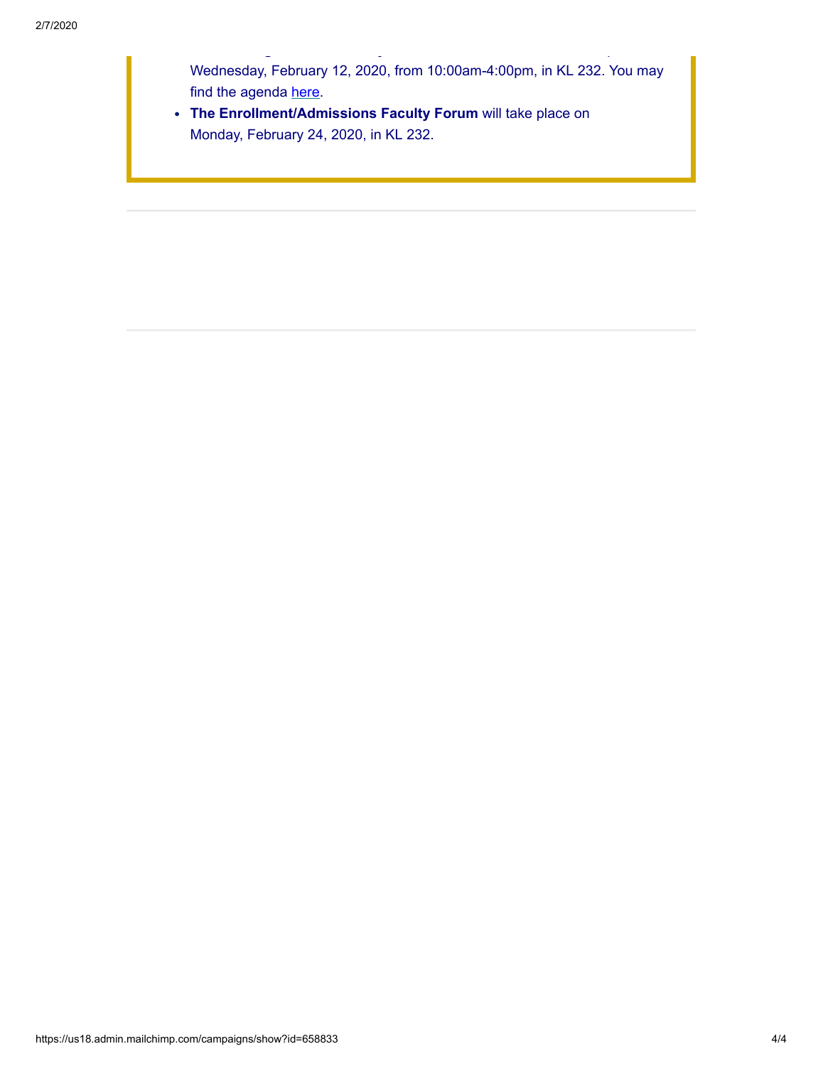Wednesday, February 12, 2020, from 10:00am-4:00pm, in KL 232. You may find the agenda here.

- **The Enrollment/Admissions Faculty Forum** will take place on Monday, February 24, 2020, in KL 232.